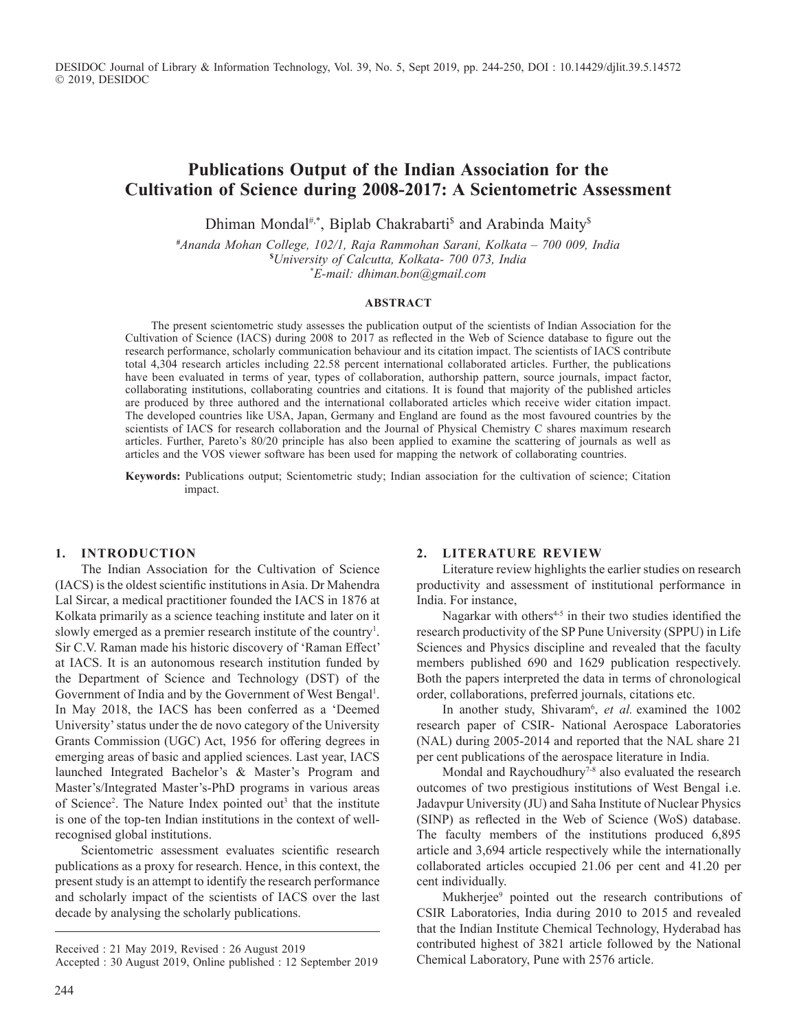# Publications Output of the Indian Association for the Cultivation of Science during 2008-2017: A Scientometric Assessment

Dhiman Mondal[#,*], Biplab Chakrabarti[$] and Arabinda Maity[$]

[#]*Ananda Mohan College, 102/1, Raja Rammohan Sarani, Kolkata – 700 009, India*
[$]*University of Calcutta, Kolkata- 700 073, India*
[*]*E-mail: dhiman.bon@gmail.com*

## ABSTRACT

The present scientometric study assesses the publication output of the scientists of Indian Association for the Cultivation of Science (IACS) during 2008 to 2017 as reflected in the Web of Science database to figure out the research performance, scholarly communication behaviour and its citation impact. The scientists of IACS contribute total 4,304 research articles including 22.58 percent international collaborated articles. Further, the publications have been evaluated in terms of year, types of collaboration, authorship pattern, source journals, impact factor, collaborating institutions, collaborating countries and citations. It is found that majority of the published articles are produced by three authored and the international collaborated articles which receive wider citation impact. The developed countries like USA, Japan, Germany and England are found as the most favoured countries by the scientists of IACS for research collaboration and the Journal of Physical Chemistry C shares maximum research articles. Further, Pareto's 80/20 principle has also been applied to examine the scattering of journals as well as articles and the VOS viewer software has been used for mapping the network of collaborating countries.

**Keywords:** Publications output; Scientometric study; Indian association for the cultivation of science; Citation impact.

## 1. INTRODUCTION

The Indian Association for the Cultivation of Science (IACS) is the oldest scientific institutions in Asia. Dr Mahendra Lal Sircar, a medical practitioner founded the IACS in 1876 at Kolkata primarily as a science teaching institute and later on it slowly emerged as a premier research institute of the country[1]. Sir C.V. Raman made his historic discovery of 'Raman Effect' at IACS. It is an autonomous research institution funded by the Department of Science and Technology (DST) of the Government of India and by the Government of West Bengal[1]. In May 2018, the IACS has been conferred as a 'Deemed University' status under the de novo category of the University Grants Commission (UGC) Act, 1956 for offering degrees in emerging areas of basic and applied sciences. Last year, IACS launched Integrated Bachelor's & Master's Program and Master's/Integrated Master's-PhD programs in various areas of Science[2]. The Nature Index pointed out[3] that the institute is one of the top-ten Indian institutions in the context of well-recognised global institutions.

Scientometric assessment evaluates scientific research publications as a proxy for research. Hence, in this context, the present study is an attempt to identify the research performance and scholarly impact of the scientists of IACS over the last decade by analysing the scholarly publications.

## 2. LITERATURE REVIEW

Literature review highlights the earlier studies on research productivity and assessment of institutional performance in India. For instance,

Nagarkar with others[4-5] in their two studies identified the research productivity of the SP Pune University (SPPU) in Life Sciences and Physics discipline and revealed that the faculty members published 690 and 1629 publication respectively. Both the papers interpreted the data in terms of chronological order, collaborations, preferred journals, citations etc.

In another study, Shivaram[6], *et al.* examined the 1002 research paper of CSIR- National Aerospace Laboratories (NAL) during 2005-2014 and reported that the NAL share 21 per cent publications of the aerospace literature in India.

Mondal and Raychoudhury[7-8] also evaluated the research outcomes of two prestigious institutions of West Bengal i.e. Jadavpur University (JU) and Saha Institute of Nuclear Physics (SINP) as reflected in the Web of Science (WoS) database. The faculty members of the institutions produced 6,895 article and 3,694 article respectively while the internationally collaborated articles occupied 21.06 per cent and 41.20 per cent individually.

Mukherjee[9] pointed out the research contributions of CSIR Laboratories, India during 2010 to 2015 and revealed that the Indian Institute Chemical Technology, Hyderabad has contributed highest of 3821 article followed by the National Chemical Laboratory, Pune with 2576 article.

Received : 21 May 2019, Revised : 26 August 2019
Accepted : 30 August 2019, Online published : 12 September 2019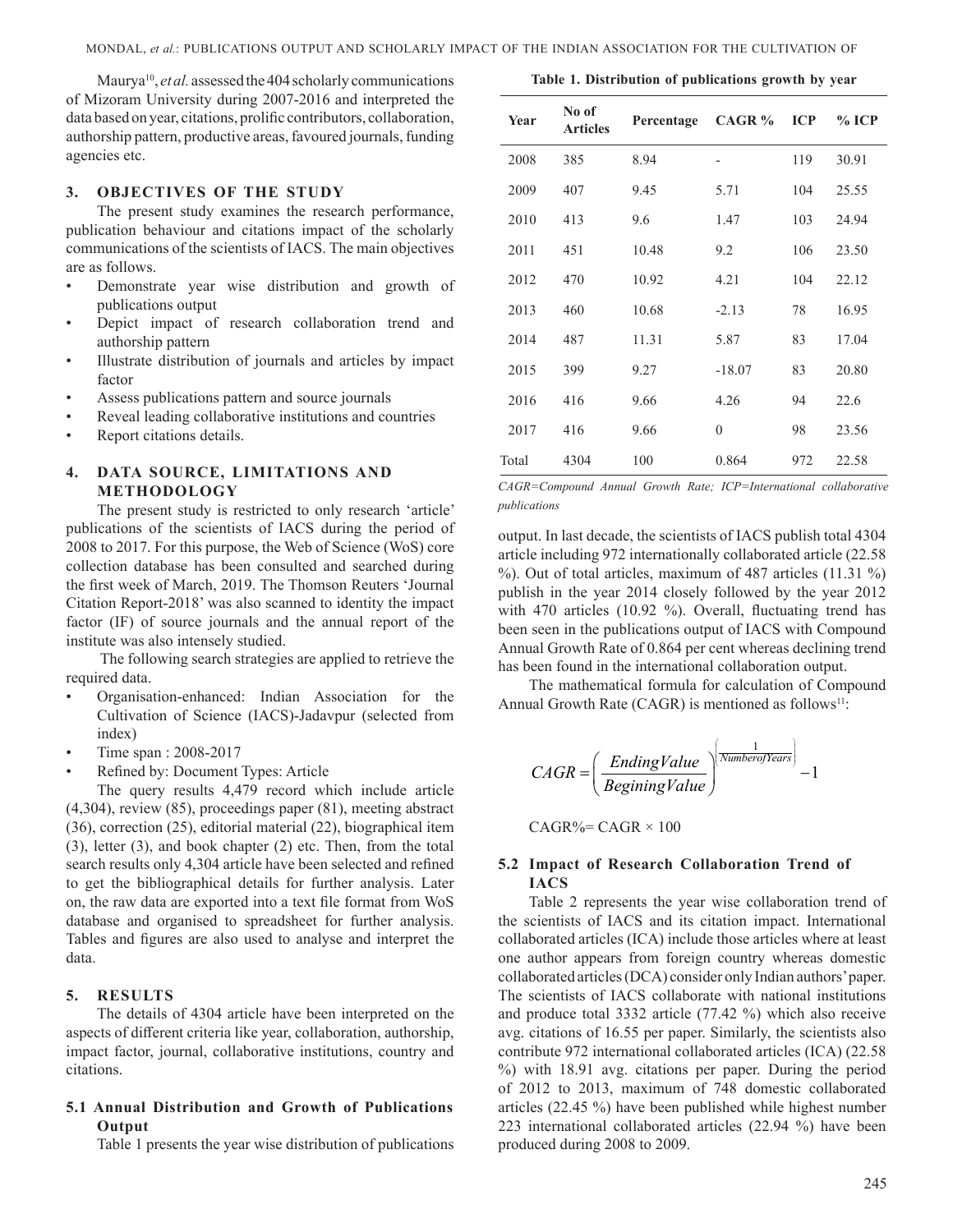Maurya[10], *et al.* assessed the 404 scholarly communications of Mizoram University during 2007-2016 and interpreted the data based on year, citations, prolific contributors, collaboration, authorship pattern, productive areas, favoured journals, funding agencies etc.

## 3. OBJECTIVES OF THE STUDY

The present study examines the research performance, publication behaviour and citations impact of the scholarly communications of the scientists of IACS. The main objectives are as follows.

- Demonstrate year wise distribution and growth of publications output
- Depict impact of research collaboration trend and authorship pattern
- Illustrate distribution of journals and articles by impact factor
- Assess publications pattern and source journals
- Reveal leading collaborative institutions and countries
- Report citations details.

## 4. DATA SOURCE, LIMITATIONS AND METHODOLOGY

The present study is restricted to only research 'article' publications of the scientists of IACS during the period of 2008 to 2017. For this purpose, the Web of Science (WoS) core collection database has been consulted and searched during the first week of March, 2019. The Thomson Reuters 'Journal Citation Report-2018' was also scanned to identity the impact factor (IF) of source journals and the annual report of the institute was also intensely studied.

The following search strategies are applied to retrieve the required data.

- Organisation-enhanced: Indian Association for the Cultivation of Science (IACS)-Jadavpur (selected from index)
- Time span : 2008-2017
- Refined by: Document Types: Article

The query results 4,479 record which include article (4,304), review (85), proceedings paper (81), meeting abstract (36), correction (25), editorial material (22), biographical item (3), letter (3), and book chapter (2) etc. Then, from the total search results only 4,304 article have been selected and refined to get the bibliographical details for further analysis. Later on, the raw data are exported into a text file format from WoS database and organised to spreadsheet for further analysis. Tables and figures are also used to analyse and interpret the data.

## 5. RESULTS

The details of 4304 article have been interpreted on the aspects of different criteria like year, collaboration, authorship, impact factor, journal, collaborative institutions, country and citations.

### 5.1 Annual Distribution and Growth of Publications Output

Table 1 presents the year wise distribution of publications output. In last decade, the scientists of IACS publish total 4304 article including 972 internationally collaborated article (22.58 %). Out of total articles, maximum of 487 articles (11.31 %) publish in the year 2014 closely followed by the year 2012 with 470 articles (10.92 %). Overall, fluctuating trend has been seen in the publications output of IACS with Compound Annual Growth Rate of 0.864 per cent whereas declining trend has been found in the international collaboration output.

**Table 1. Distribution of publications growth by year**

| Year | No of Articles | Percentage | CAGR % | ICP | % ICP |
|---|---|---|---|---|---|
| 2008 | 385 | 8.94 | - | 119 | 30.91 |
| 2009 | 407 | 9.45 | 5.71 | 104 | 25.55 |
| 2010 | 413 | 9.6 | 1.47 | 103 | 24.94 |
| 2011 | 451 | 10.48 | 9.2 | 106 | 23.50 |
| 2012 | 470 | 10.92 | 4.21 | 104 | 22.12 |
| 2013 | 460 | 10.68 | -2.13 | 78 | 16.95 |
| 2014 | 487 | 11.31 | 5.87 | 83 | 17.04 |
| 2015 | 399 | 9.27 | -18.07 | 83 | 20.80 |
| 2016 | 416 | 9.66 | 4.26 | 94 | 22.6 |
| 2017 | 416 | 9.66 | 0 | 98 | 23.56 |
| Total | 4304 | 100 | 0.864 | 972 | 22.58 |

*CAGR=Compound Annual Growth Rate; ICP=International collaborative publications*

The mathematical formula for calculation of Compound Annual Growth Rate (CAGR) is mentioned as follows[11]:

$$CAGR = \left( \frac{EndingValue}{BeginingValue} \right)^{\left( \frac{1}{NumberofYears} \right)} - 1$$

CAGR%= CAGR × 100

### 5.2 Impact of Research Collaboration Trend of IACS

Table 2 represents the year wise collaboration trend of the scientists of IACS and its citation impact. International collaborated articles (ICA) include those articles where at least one author appears from foreign country whereas domestic collaborated articles (DCA) consider only Indian authors' paper. The scientists of IACS collaborate with national institutions and produce total 3332 article (77.42 %) which also receive avg. citations of 16.55 per paper. Similarly, the scientists also contribute 972 international collaborated articles (ICA) (22.58 %) with 18.91 avg. citations per paper. During the period of 2012 to 2013, maximum of 748 domestic collaborated articles (22.45 %) have been published while highest number 223 international collaborated articles (22.94 %) have been produced during 2008 to 2009.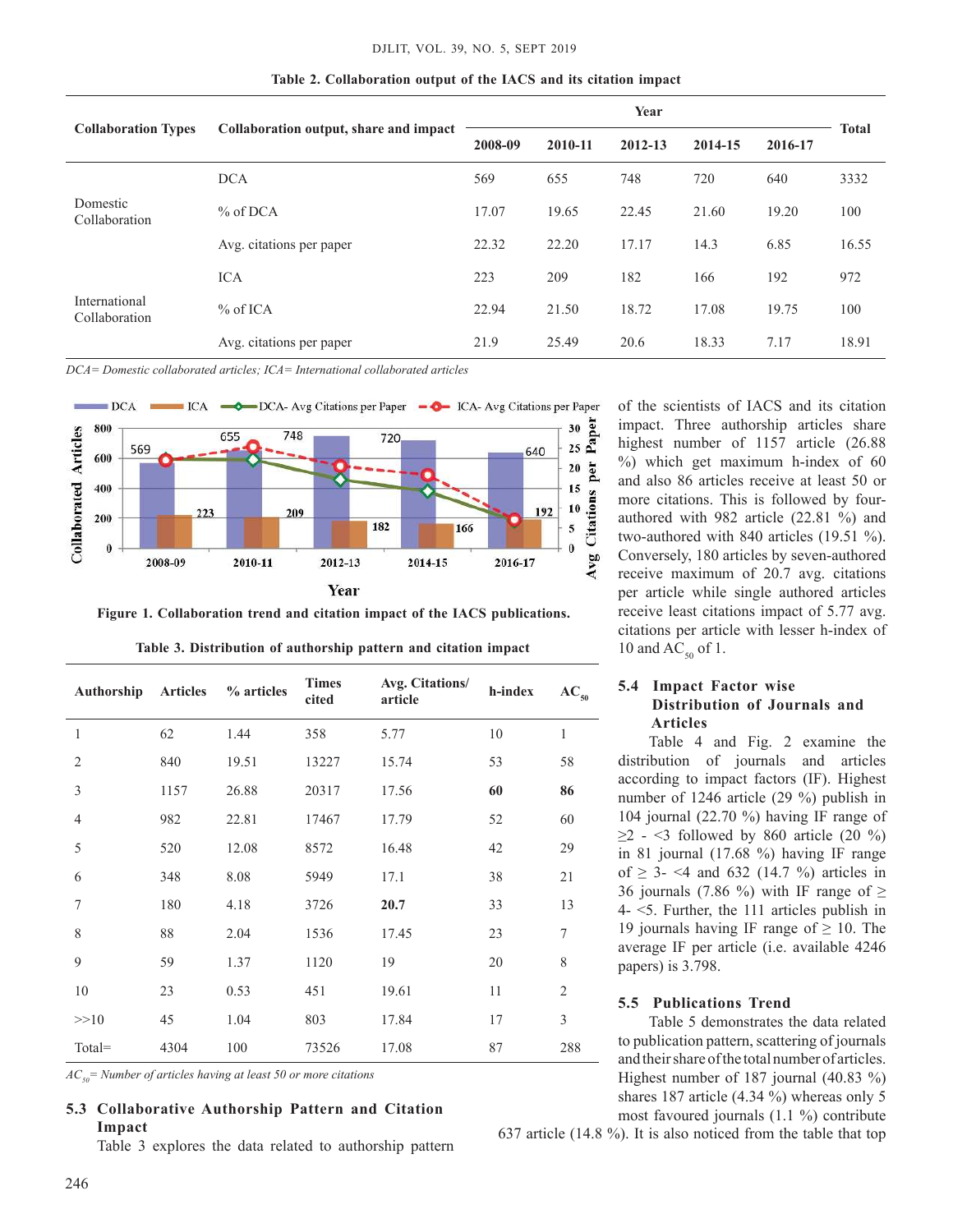Table 2. Collaboration output of the IACS and its citation impact

| Collaboration Types | Collaboration output, share and impact | Year | | | | | Total |
|---|---|---|---|---|---|---|---|
| | | 2008-09 | 2010-11 | 2012-13 | 2014-15 | 2016-17 | |
| Domestic Collaboration | DCA | 569 | 655 | 748 | 720 | 640 | 3332 |
| | % of DCA | 17.07 | 19.65 | 22.45 | 21.60 | 19.20 | 100 |
| | Avg. citations per paper | 22.32 | 22.20 | 17.17 | 14.3 | 6.85 | 16.55 |
| International Collaboration | ICA | 223 | 209 | 182 | 166 | 192 | 972 |
| | % of ICA | 22.94 | 21.50 | 18.72 | 17.08 | 19.75 | 100 |
| | Avg. citations per paper | 21.9 | 25.49 | 20.6 | 18.33 | 7.17 | 18.91 |

*DCA= Domestic collaborated articles; ICA= International collaborated articles*

Figure 1. Collaboration trend and citation impact of the IACS publications.

Table 3. Distribution of authorship pattern and citation impact

| Authorship | Articles | % articles | Times cited | Avg. Citations/ article | h-index | $AC_{50}$ |
|---|---|---|---|---|---|---|
| 1 | 62 | 1.44 | 358 | 5.77 | 10 | 1 |
| 2 | 840 | 19.51 | 13227 | 15.74 | 53 | 58 |
| 3 | 1157 | 26.88 | 20317 | 17.56 | **60** | **86** |
| 4 | 982 | 22.81 | 17467 | 17.79 | 52 | 60 |
| 5 | 520 | 12.08 | 8572 | 16.48 | 42 | 29 |
| 6 | 348 | 8.08 | 5949 | 17.1 | 38 | 21 |
| 7 | 180 | 4.18 | 3726 | **20.7** | 33 | 13 |
| 8 | 88 | 2.04 | 1536 | 17.45 | 23 | 7 |
| 9 | 59 | 1.37 | 1120 | 19 | 20 | 8 |
| 10 | 23 | 0.53 | 451 | 19.61 | 11 | 2 |
| >>10 | 45 | 1.04 | 803 | 17.84 | 17 | 3 |
| Total= | 4304 | 100 | 73526 | 17.08 | 87 | 288 |

*$AC_{50}$= Number of articles having at least 50 or more citations*

### 5.3 Collaborative Authorship Pattern and Citation Impact

Table 3 explores the data related to authorship pattern of the scientists of IACS and its citation impact. Three authorship articles share highest number of 1157 article (26.88 %) which get maximum h-index of 60 and also 86 articles receive at least 50 or more citations. This is followed by four-authored with 982 article (22.81 %) and two-authored with 840 articles (19.51 %). Conversely, 180 articles by seven-authored receive maximum of 20.7 avg. citations per article while single authored articles receive least citations impact of 5.77 avg. citations per article with lesser h-index of 10 and $AC_{50}$ of 1.

### 5.4 Impact Factor wise Distribution of Journals and Articles

Table 4 and Fig. 2 examine the distribution of journals and articles according to impact factors (IF). Highest number of 1246 article (29 %) publish in 104 journal (22.70 %) having IF range of ≥2 - <3 followed by 860 article (20 %) in 81 journal (17.68 %) having IF range of ≥ 3- <4 and 632 (14.7 %) articles in 36 journals (7.86 %) with IF range of ≥ 4- <5. Further, the 111 articles publish in 19 journals having IF range of ≥ 10. The average IF per article (i.e. available 4246 papers) is 3.798.

### 5.5 Publications Trend

Table 5 demonstrates the data related to publication pattern, scattering of journals and their share of the total number of articles. Highest number of 187 journal (40.83 %) shares 187 article (4.34 %) whereas only 5 most favoured journals (1.1 %) contribute 637 article (14.8 %). It is also noticed from the table that top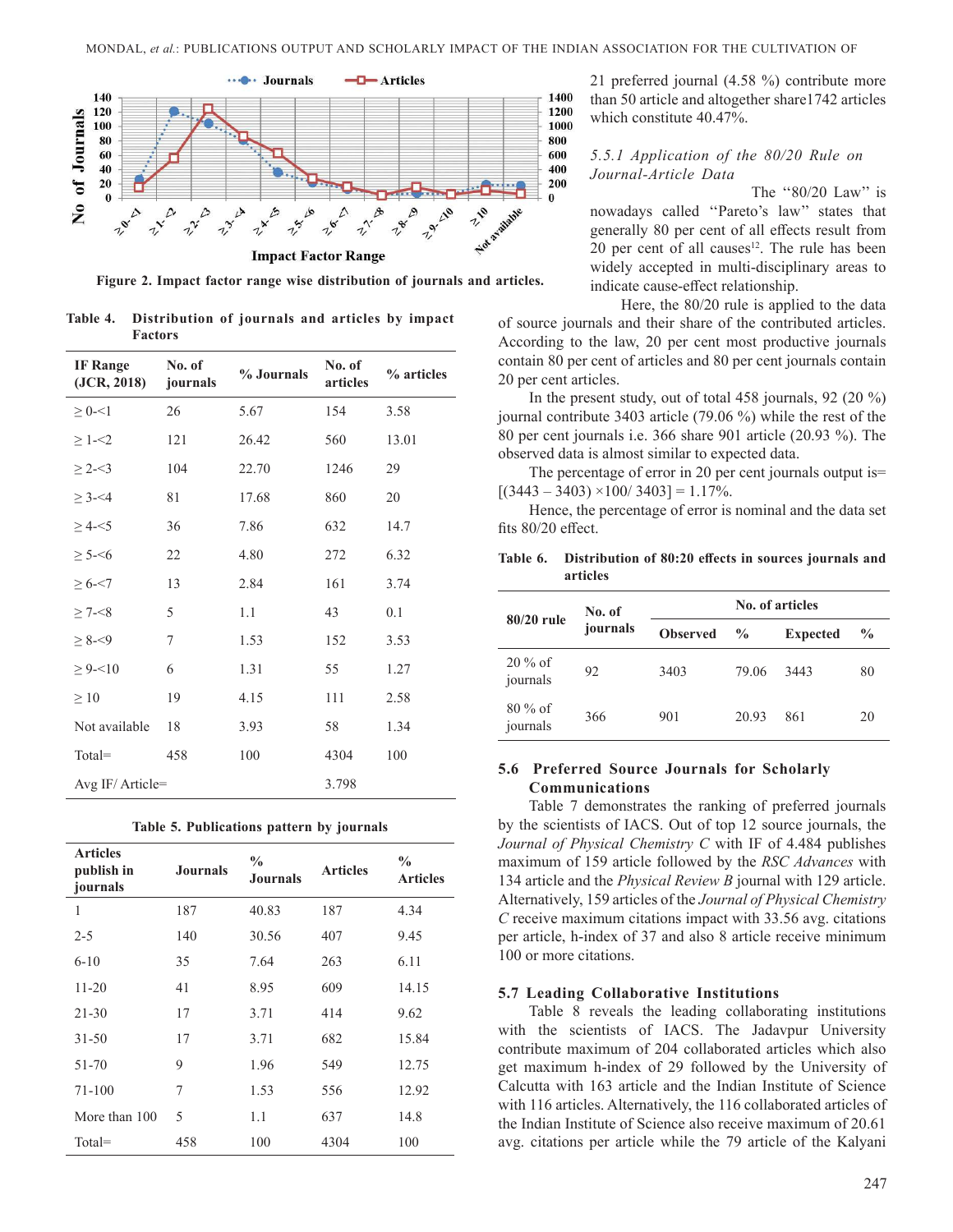Figure 2. Impact factor range wise distribution of journals and articles.

Table 4. Distribution of journals and articles by impact Factors

| IF Range (JCR, 2018) | No. of journals | % Journals | No. of articles | % articles |
|---|---|---|---|---|
| ≥ 0-<1 | 26 | 5.67 | 154 | 3.58 |
| ≥ 1-<2 | 121 | 26.42 | 560 | 13.01 |
| ≥ 2-<3 | 104 | 22.70 | 1246 | 29 |
| ≥ 3-<4 | 81 | 17.68 | 860 | 20 |
| ≥ 4-<5 | 36 | 7.86 | 632 | 14.7 |
| ≥ 5-<6 | 22 | 4.80 | 272 | 6.32 |
| ≥ 6-<7 | 13 | 2.84 | 161 | 3.74 |
| ≥ 7-<8 | 5 | 1.1 | 43 | 0.1 |
| ≥ 8-<9 | 7 | 1.53 | 152 | 3.53 |
| ≥ 9-<10 | 6 | 1.31 | 55 | 1.27 |
| ≥ 10 | 19 | 4.15 | 111 | 2.58 |
| Not available | 18 | 3.93 | 58 | 1.34 |
| Total= | 458 | 100 | 4304 | 100 |
| Avg IF/ Article= | | | 3.798 | |

Table 5. Publications pattern by journals

| Articles publish in journals | Journals | % Journals | Articles | % Articles |
|---|---|---|---|---|
| 1 | 187 | 40.83 | 187 | 4.34 |
| 2-5 | 140 | 30.56 | 407 | 9.45 |
| 6-10 | 35 | 7.64 | 263 | 6.11 |
| 11-20 | 41 | 8.95 | 609 | 14.15 |
| 21-30 | 17 | 3.71 | 414 | 9.62 |
| 31-50 | 17 | 3.71 | 682 | 15.84 |
| 51-70 | 9 | 1.96 | 549 | 12.75 |
| 71-100 | 7 | 1.53 | 556 | 12.92 |
| More than 100 | 5 | 1.1 | 637 | 14.8 |
| Total= | 458 | 100 | 4304 | 100 |

21 preferred journal (4.58 %) contribute more than 50 article and altogether share1742 articles which constitute 40.47%.

#### 5.5.1 *Application of the 80/20 Rule on Journal-Article Data*

The "80/20 Law" is nowadays called "Pareto's law" states that generally 80 per cent of all effects result from 20 per cent of all causes[12]. The rule has been widely accepted in multi-disciplinary areas to indicate cause-effect relationship.

Here, the 80/20 rule is applied to the data of source journals and their share of the contributed articles. According to the law, 20 per cent most productive journals contain 80 per cent of articles and 80 per cent journals contain 20 per cent articles.

In the present study, out of total 458 journals, 92 (20 %) journal contribute 3403 article (79.06 %) while the rest of the 80 per cent journals i.e. 366 share 901 article (20.93 %). The observed data is almost similar to expected data.

The percentage of error in 20 per cent journals output is= [(3443 – 3403) ×100/ 3403] = 1.17%.

Hence, the percentage of error is nominal and the data set fits 80/20 effect.

Table 6. Distribution of 80:20 effects in sources journals and articles

| 80/20 rule | No. of journals | No. of articles | | | |
|---|---|---|---|---|---|
| | | Observed | % | Expected | % |
| 20 % of journals | 92 | 3403 | 79.06 | 3443 | 80 |
| 80 % of journals | 366 | 901 | 20.93 | 861 | 20 |

### 5.6 Preferred Source Journals for Scholarly Communications

Table 7 demonstrates the ranking of preferred journals by the scientists of IACS. Out of top 12 source journals, the *Journal of Physical Chemistry C* with IF of 4.484 publishes maximum of 159 article followed by the *RSC Advances* with 134 article and the *Physical Review B* journal with 129 article. Alternatively, 159 articles of the *Journal of Physical Chemistry C* receive maximum citations impact with 33.56 avg. citations per article, h-index of 37 and also 8 article receive minimum 100 or more citations.

### 5.7 Leading Collaborative Institutions

Table 8 reveals the leading collaborating institutions with the scientists of IACS. The Jadavpur University contribute maximum of 204 collaborated articles which also get maximum h-index of 29 followed by the University of Calcutta with 163 article and the Indian Institute of Science with 116 articles. Alternatively, the 116 collaborated articles of the Indian Institute of Science also receive maximum of 20.61 avg. citations per article while the 79 article of the Kalyani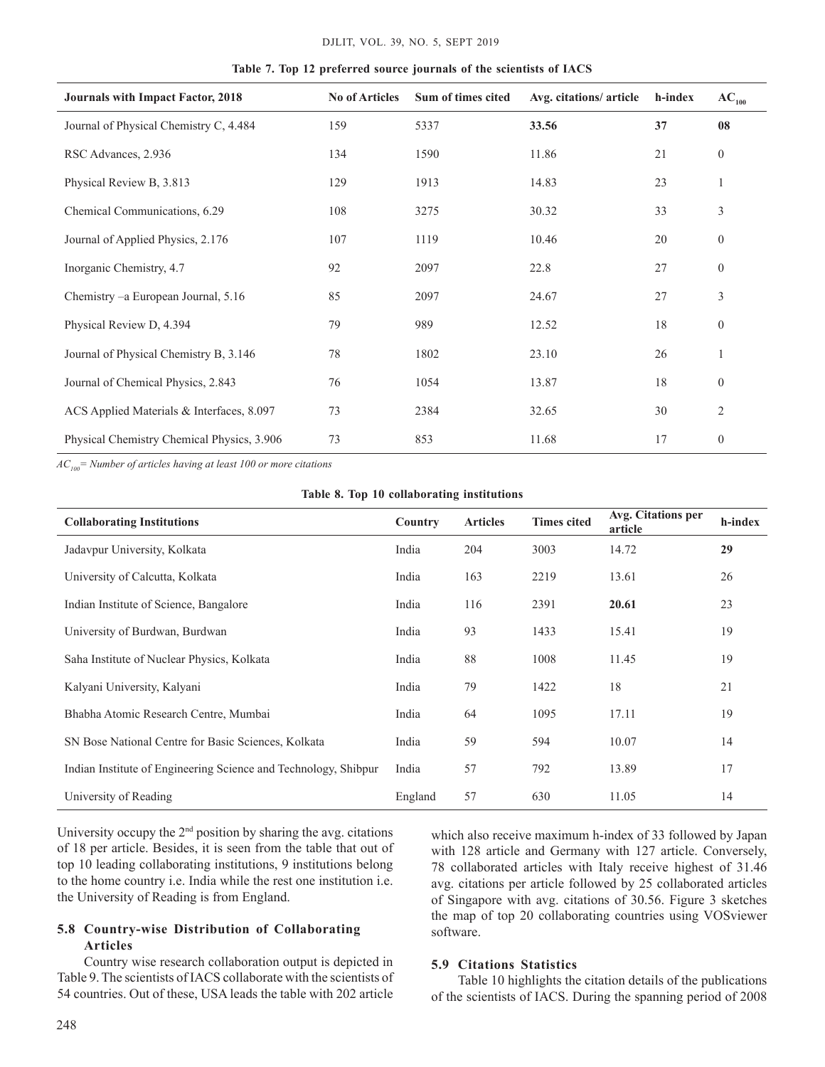**Table 7. Top 12 preferred source journals of the scientists of IACS**

| Journals with Impact Factor, 2018 | No of Articles | Sum of times cited | Avg. citations/ article | h-index | $AC_{100}$ |
|---|---|---|---|---|---|
| Journal of Physical Chemistry C, 4.484 | 159 | 5337 | **33.56** | **37** | **08** |
| RSC Advances, 2.936 | 134 | 1590 | 11.86 | 21 | 0 |
| Physical Review B, 3.813 | 129 | 1913 | 14.83 | 23 | 1 |
| Chemical Communications, 6.29 | 108 | 3275 | 30.32 | 33 | 3 |
| Journal of Applied Physics, 2.176 | 107 | 1119 | 10.46 | 20 | 0 |
| Inorganic Chemistry, 4.7 | 92 | 2097 | 22.8 | 27 | 0 |
| Chemistry –a European Journal, 5.16 | 85 | 2097 | 24.67 | 27 | 3 |
| Physical Review D, 4.394 | 79 | 989 | 12.52 | 18 | 0 |
| Journal of Physical Chemistry B, 3.146 | 78 | 1802 | 23.10 | 26 | 1 |
| Journal of Chemical Physics, 2.843 | 76 | 1054 | 13.87 | 18 | 0 |
| ACS Applied Materials & Interfaces, 8.097 | 73 | 2384 | 32.65 | 30 | 2 |
| Physical Chemistry Chemical Physics, 3.906 | 73 | 853 | 11.68 | 17 | 0 |

*$AC_{100}$= Number of articles having at least 100 or more citations*

**Table 8. Top 10 collaborating institutions**

| Collaborating Institutions | Country | Articles | Times cited | Avg. Citations per article | h-index |
|---|---|---|---|---|---|
| Jadavpur University, Kolkata | India | 204 | 3003 | 14.72 | **29** |
| University of Calcutta, Kolkata | India | 163 | 2219 | 13.61 | 26 |
| Indian Institute of Science, Bangalore | India | 116 | 2391 | **20.61** | 23 |
| University of Burdwan, Burdwan | India | 93 | 1433 | 15.41 | 19 |
| Saha Institute of Nuclear Physics, Kolkata | India | 88 | 1008 | 11.45 | 19 |
| Kalyani University, Kalyani | India | 79 | 1422 | 18 | 21 |
| Bhabha Atomic Research Centre, Mumbai | India | 64 | 1095 | 17.11 | 19 |
| SN Bose National Centre for Basic Sciences, Kolkata | India | 59 | 594 | 10.07 | 14 |
| Indian Institute of Engineering Science and Technology, Shibpur | India | 57 | 792 | 13.89 | 17 |
| University of Reading | England | 57 | 630 | 11.05 | 14 |

University occupy the 2nd position by sharing the avg. citations of 18 per article. Besides, it is seen from the table that out of top 10 leading collaborating institutions, 9 institutions belong to the home country i.e. India while the rest one institution i.e. the University of Reading is from England.

### 5.8 Country-wise Distribution of Collaborating Articles

Country wise research collaboration output is depicted in Table 9. The scientists of IACS collaborate with the scientists of 54 countries. Out of these, USA leads the table with 202 article which also receive maximum h-index of 33 followed by Japan with 128 article and Germany with 127 article. Conversely, 78 collaborated articles with Italy receive highest of 31.46 avg. citations per article followed by 25 collaborated articles of Singapore with avg. citations of 30.56. Figure 3 sketches the map of top 20 collaborating countries using VOSviewer software.

### 5.9 Citations Statistics

Table 10 highlights the citation details of the publications of the scientists of IACS. During the spanning period of 2008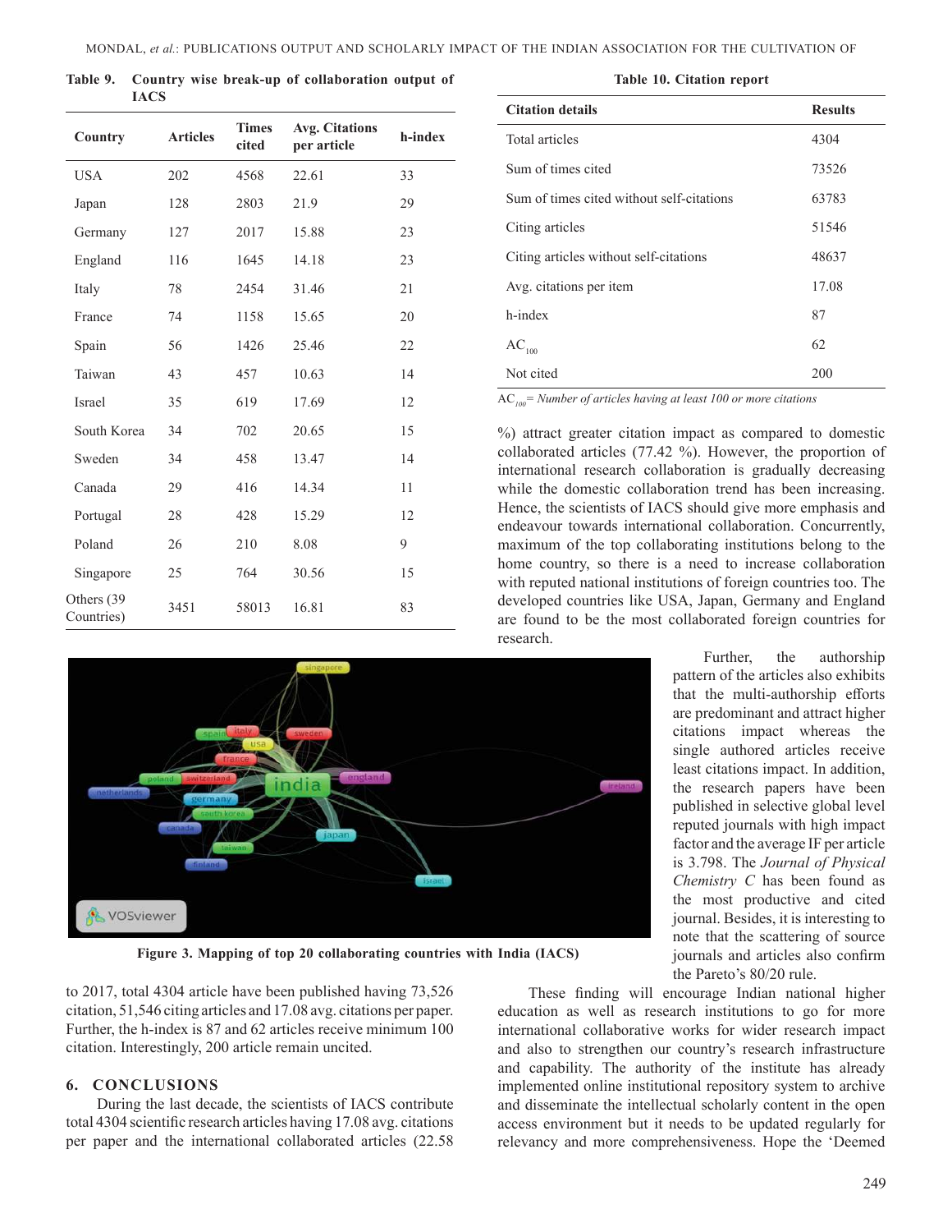**Table 9. Country wise break-up of collaboration output of IACS**

| Country | Articles | Times cited | Avg. Citations per article | h-index |
|---|---|---|---|---|
| USA | 202 | 4568 | 22.61 | 33 |
| Japan | 128 | 2803 | 21.9 | 29 |
| Germany | 127 | 2017 | 15.88 | 23 |
| England | 116 | 1645 | 14.18 | 23 |
| Italy | 78 | 2454 | 31.46 | 21 |
| France | 74 | 1158 | 15.65 | 20 |
| Spain | 56 | 1426 | 25.46 | 22 |
| Taiwan | 43 | 457 | 10.63 | 14 |
| Israel | 35 | 619 | 17.69 | 12 |
| South Korea | 34 | 702 | 20.65 | 15 |
| Sweden | 34 | 458 | 13.47 | 14 |
| Canada | 29 | 416 | 14.34 | 11 |
| Portugal | 28 | 428 | 15.29 | 12 |
| Poland | 26 | 210 | 8.08 | 9 |
| Singapore | 25 | 764 | 30.56 | 15 |
| Others (39 Countries) | 3451 | 58013 | 16.81 | 83 |

Figure 3. Mapping of top 20 collaborating countries with India (IACS)

to 2017, total 4304 article have been published having 73,526 citation, 51,546 citing articles and 17.08 avg. citations per paper. Further, the h-index is 87 and 62 articles receive minimum 100 citation. Interestingly, 200 article remain uncited.

**Table 10. Citation report**

| Citation details | Results |
|---|---|
| Total articles | 4304 |
| Sum of times cited | 73526 |
| Sum of times cited without self-citations | 63783 |
| Citing articles | 51546 |
| Citing articles without self-citations | 48637 |
| Avg. citations per item | 17.08 |
| h-index | 87 |
| $AC_{100}$ | 62 |
| Not cited | 200 |

$AC_{100}$= *Number of articles having at least 100 or more citations*

## 6. CONCLUSIONS

During the last decade, the scientists of IACS contribute total 4304 scientific research articles having 17.08 avg. citations per paper and the international collaborated articles (22.58 %) attract greater citation impact as compared to domestic collaborated articles (77.42 %). However, the proportion of international research collaboration is gradually decreasing while the domestic collaboration trend has been increasing. Hence, the scientists of IACS should give more emphasis and endeavour towards international collaboration. Concurrently, maximum of the top collaborating institutions belong to the home country, so there is a need to increase collaboration with reputed national institutions of foreign countries too. The developed countries like USA, Japan, Germany and England are found to be the most collaborated foreign countries for research.

Further, the authorship pattern of the articles also exhibits that the multi-authorship efforts are predominant and attract higher citations impact whereas the single authored articles receive least citations impact. In addition, the research papers have been published in selective global level reputed journals with high impact factor and the average IF per article is 3.798. The *Journal of Physical Chemistry C* has been found as the most productive and cited journal. Besides, it is interesting to note that the scattering of source journals and articles also confirm the Pareto's 80/20 rule.

These finding will encourage Indian national higher education as well as research institutions to go for more international collaborative works for wider research impact and also to strengthen our country's research infrastructure and capability. The authority of the institute has already implemented online institutional repository system to archive and disseminate the intellectual scholarly content in the open access environment but it needs to be updated regularly for relevancy and more comprehensiveness. Hope the 'Deemed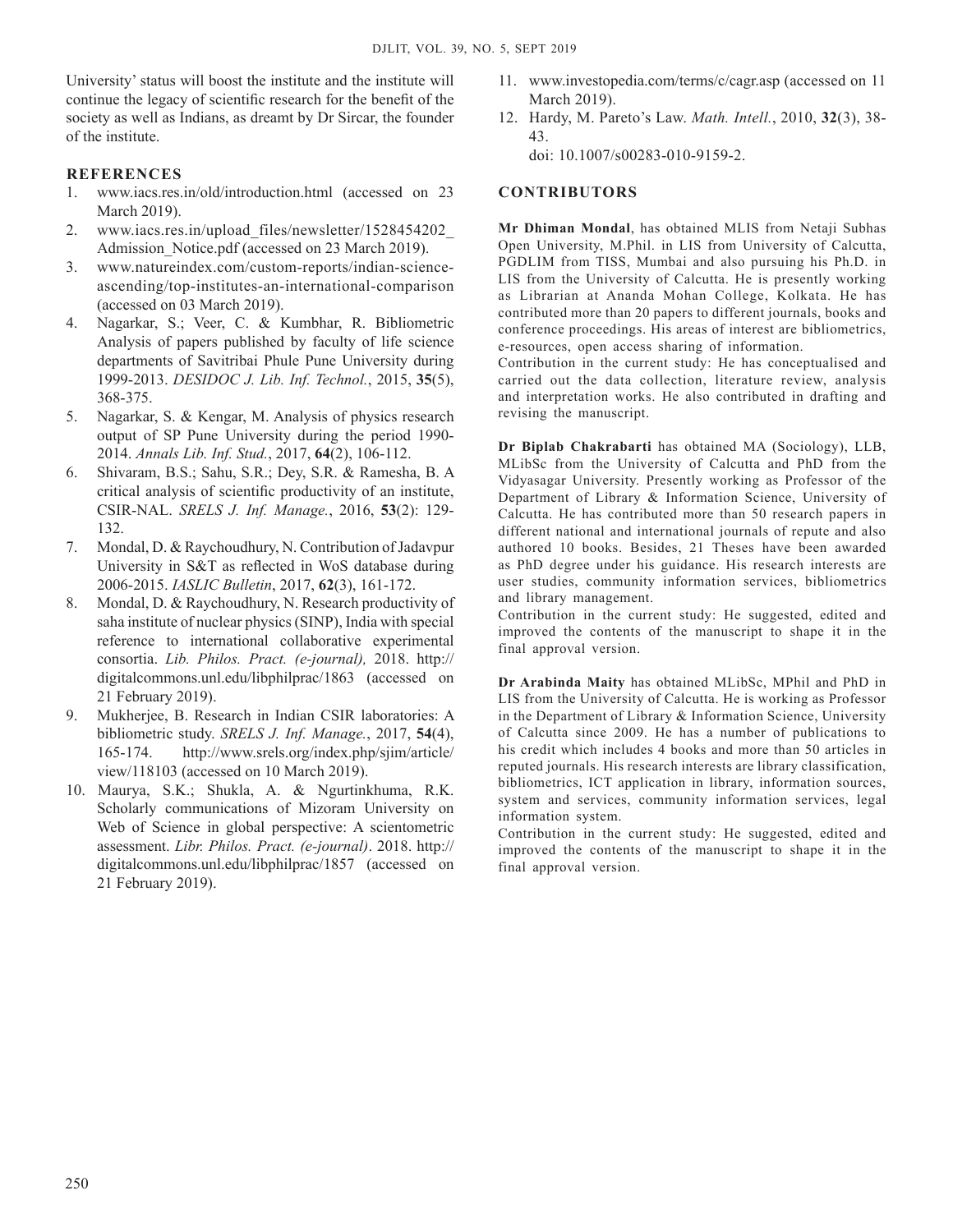University' status will boost the institute and the institute will continue the legacy of scientific research for the benefit of the society as well as Indians, as dreamt by Dr Sircar, the founder of the institute.

## REFERENCES

1. www.iacs.res.in/old/introduction.html (accessed on 23 March 2019).
2. www.iacs.res.in/upload_files/newsletter/1528454202_Admission_Notice.pdf (accessed on 23 March 2019).
3. www.natureindex.com/custom-reports/indian-science-ascending/top-institutes-an-international-comparison (accessed on 03 March 2019).
4. Nagarkar, S.; Veer, C. & Kumbhar, R. Bibliometric Analysis of papers published by faculty of life science departments of Savitribai Phule Pune University during 1999-2013. *DESIDOC J. Lib. Inf. Technol.*, 2015, **35**(5), 368-375.
5. Nagarkar, S. & Kengar, M. Analysis of physics research output of SP Pune University during the period 1990-2014. *Annals Lib. Inf. Stud.*, 2017, **64**(2), 106-112.
6. Shivaram, B.S.; Sahu, S.R.; Dey, S.R. & Ramesha, B. A critical analysis of scientific productivity of an institute, CSIR-NAL. *SRELS J. Inf. Manage.*, 2016, **53**(2): 129-132.
7. Mondal, D. & Raychoudhury, N. Contribution of Jadavpur University in S&T as reflected in WoS database during 2006-2015. *IASLIC Bulletin*, 2017, **62**(3), 161-172.
8. Mondal, D. & Raychoudhury, N. Research productivity of saha institute of nuclear physics (SINP), India with special reference to international collaborative experimental consortia. *Lib. Philos. Pract. (e-journal),* 2018. http://digitalcommons.unl.edu/libphilprac/1863 (accessed on 21 February 2019).
9. Mukherjee, B. Research in Indian CSIR laboratories: A bibliometric study. *SRELS J. Inf. Manage.*, 2017, **54**(4), 165-174. http://www.srels.org/index.php/sjim/article/view/118103 (accessed on 10 March 2019).
10. Maurya, S.K.; Shukla, A. & Ngurtinkhuma, R.K. Scholarly communications of Mizoram University on Web of Science in global perspective: A scientometric assessment. *Libr. Philos. Pract. (e-journal)*. 2018. http://digitalcommons.unl.edu/libphilprac/1857 (accessed on 21 February 2019).
11. www.investopedia.com/terms/c/cagr.asp (accessed on 11 March 2019).
12. Hardy, M. Pareto's Law. *Math. Intell.*, 2010, **32**(3), 38-43. doi: 10.1007/s00283-010-9159-2.

## CONTRIBUTORS

**Mr Dhiman Mondal**, has obtained MLIS from Netaji Subhas Open University, M.Phil. in LIS from University of Calcutta, PGDLIM from TISS, Mumbai and also pursuing his Ph.D. in LIS from the University of Calcutta. He is presently working as Librarian at Ananda Mohan College, Kolkata. He has contributed more than 20 papers to different journals, books and conference proceedings. His areas of interest are bibliometrics, e-resources, open access sharing of information.

Contribution in the current study: He has conceptualised and carried out the data collection, literature review, analysis and interpretation works. He also contributed in drafting and revising the manuscript.

**Dr Biplab Chakrabarti** has obtained MA (Sociology), LLB, MLibSc from the University of Calcutta and PhD from the Vidyasagar University. Presently working as Professor of the Department of Library & Information Science, University of Calcutta. He has contributed more than 50 research papers in different national and international journals of repute and also authored 10 books. Besides, 21 Theses have been awarded as PhD degree under his guidance. His research interests are user studies, community information services, bibliometrics and library management.

Contribution in the current study: He suggested, edited and improved the contents of the manuscript to shape it in the final approval version.

**Dr Arabinda Maity** has obtained MLibSc, MPhil and PhD in LIS from the University of Calcutta. He is working as Professor in the Department of Library & Information Science, University of Calcutta since 2009. He has a number of publications to his credit which includes 4 books and more than 50 articles in reputed journals. His research interests are library classification, bibliometrics, ICT application in library, information sources, system and services, community information services, legal information system.

Contribution in the current study: He suggested, edited and improved the contents of the manuscript to shape it in the final approval version.